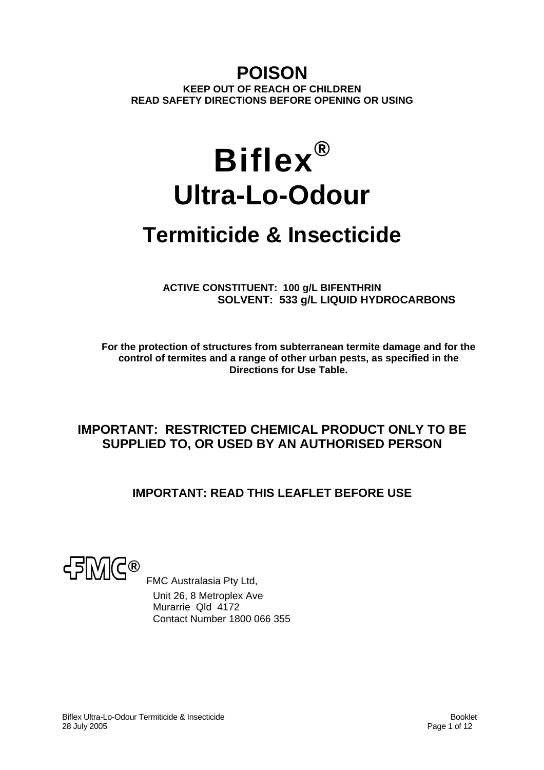# POISON

**KEEP OUT OF REACH OF CHILDREN**
**READ SAFETY DIRECTIONS BEFORE OPENING OR USING**

# Biflex®
# Ultra-Lo-Odour
## Termiticide & Insecticide

**ACTIVE CONSTITUENT: 100 g/L BIFENTHRIN**
**SOLVENT: 533 g/L LIQUID HYDROCARBONS**

**For the protection of structures from subterranean termite damage and for the control of termites and a range of other urban pests, as specified in the Directions for Use Table.**

**IMPORTANT: RESTRICTED CHEMICAL PRODUCT ONLY TO BE SUPPLIED TO, OR USED BY AN AUTHORISED PERSON**

**IMPORTANT: READ THIS LEAFLET BEFORE USE**

FMC®

FMC Australasia Pty Ltd,
Unit 26, 8 Metroplex Ave
Murarrie Qld 4172
Contact Number 1800 066 355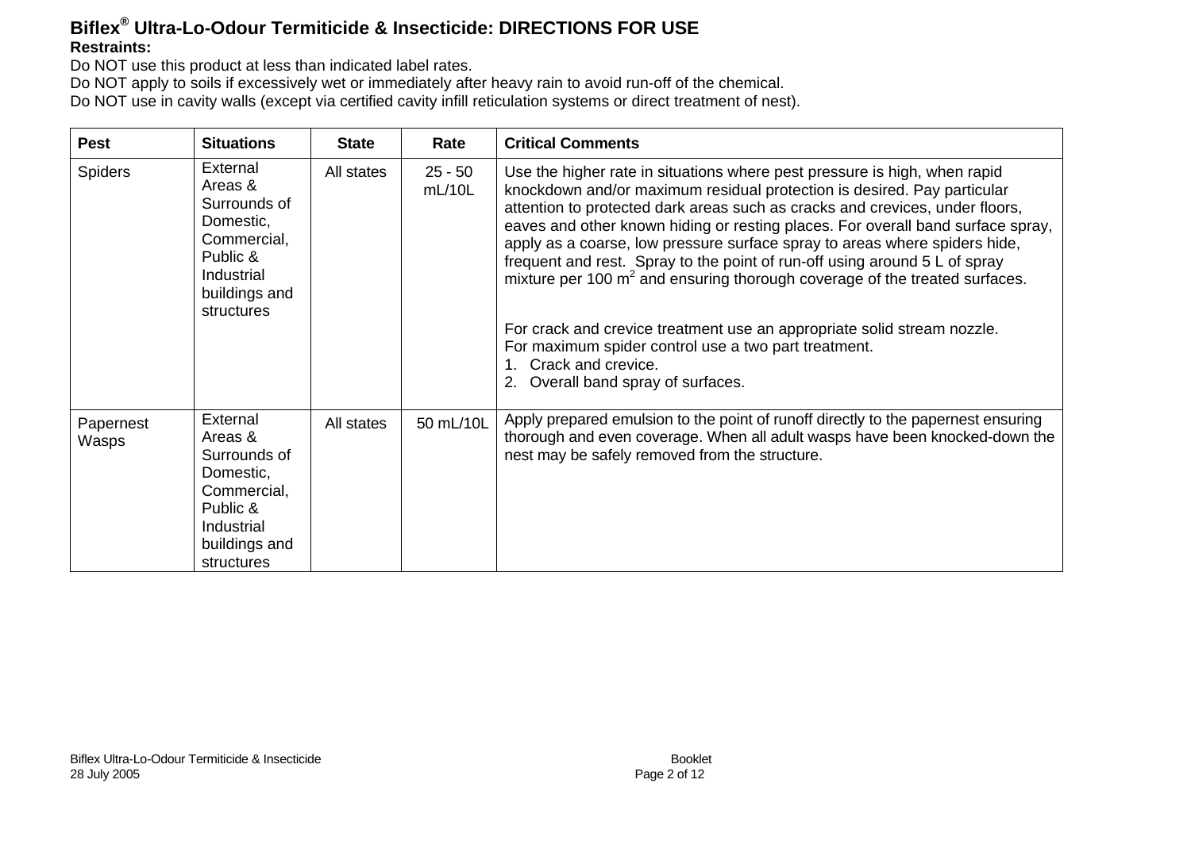# Biflex® Ultra-Lo-Odour Termiticide & Insecticide: DIRECTIONS FOR USE

**Restraints:**

Do NOT use this product at less than indicated label rates.

Do NOT apply to soils if excessively wet or immediately after heavy rain to avoid run-off of the chemical.

Do NOT use in cavity walls (except via certified cavity infill reticulation systems or direct treatment of nest).

| Pest | Situations | State | Rate | Critical Comments |
|---|---|---|---|---|
| Spiders | External Areas & Surrounds of Domestic, Commercial, Public & Industrial buildings and structures | All states | 25 - 50 mL/10L | Use the higher rate in situations where pest pressure is high, when rapid knockdown and/or maximum residual protection is desired. Pay particular attention to protected dark areas such as cracks and crevices, under floors, eaves and other known hiding or resting places. For overall band surface spray, apply as a coarse, low pressure surface spray to areas where spiders hide, frequent and rest. Spray to the point of run-off using around 5 L of spray mixture per 100 $m^2$ and ensuring thorough coverage of the treated surfaces.<br><br>For crack and crevice treatment use an appropriate solid stream nozzle.<br>For maximum spider control use a two part treatment.<br>1. Crack and crevice.<br>2. Overall band spray of surfaces. |
| Papernest Wasps | External Areas & Surrounds of Domestic, Commercial, Public & Industrial buildings and structures | All states | 50 mL/10L | Apply prepared emulsion to the point of runoff directly to the papernest ensuring thorough and even coverage. When all adult wasps have been knocked-down the nest may be safely removed from the structure. |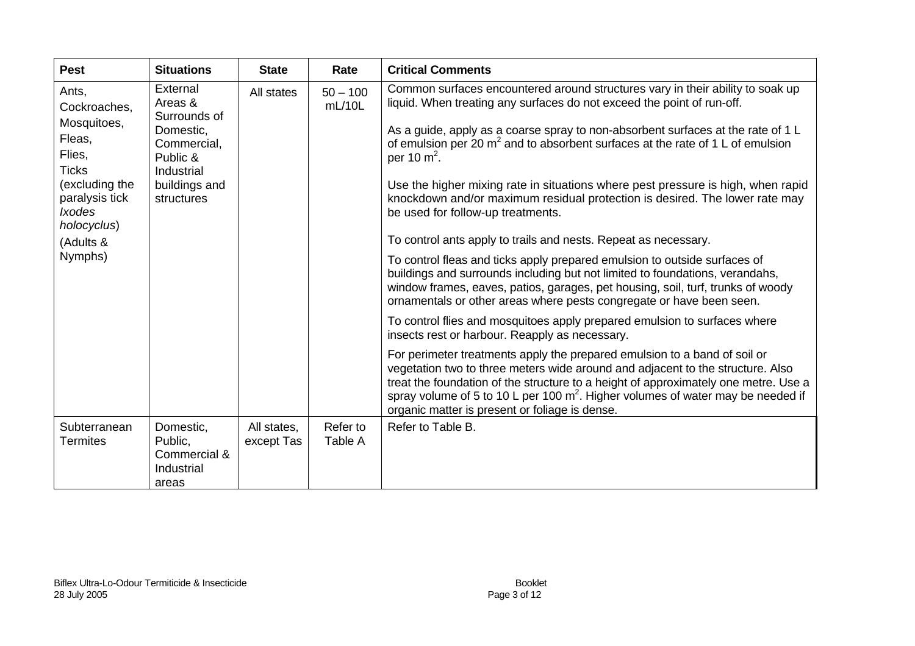| Pest | Situations | State | Rate | Critical Comments |
| --- | --- | --- | --- | --- |
| Ants, Cockroaches, Mosquitoes, Fleas, Flies, Ticks (excluding the paralysis tick *Ixodes holocyclus*) (Adults & Nymphs) | External Areas & Surrounds of Domestic, Commercial, Public & Industrial buildings and structures | All states | 50 – 100 mL/10L | Common surfaces encountered around structures vary in their ability to soak up liquid. When treating any surfaces do not exceed the point of run-off.<br><br>As a guide, apply as a coarse spray to non-absorbent surfaces at the rate of 1 L of emulsion per 20 $m^2$ and to absorbent surfaces at the rate of 1 L of emulsion per 10 $m^2$.<br><br>Use the higher mixing rate in situations where pest pressure is high, when rapid knockdown and/or maximum residual protection is desired. The lower rate may be used for follow-up treatments.<br><br>To control ants apply to trails and nests. Repeat as necessary.<br><br>To control fleas and ticks apply prepared emulsion to outside surfaces of buildings and surrounds including but not limited to foundations, verandahs, window frames, eaves, patios, garages, pet housing, soil, turf, trunks of woody ornamentals or other areas where pests congregate or have been seen.<br><br>To control flies and mosquitoes apply prepared emulsion to surfaces where insects rest or harbour. Reapply as necessary.<br><br>For perimeter treatments apply the prepared emulsion to a band of soil or vegetation two to three meters wide around and adjacent to the structure. Also treat the foundation of the structure to a height of approximately one metre. Use a spray volume of 5 to 10 L per 100 $m^2$. Higher volumes of water may be needed if organic matter is present or foliage is dense. |
| Subterranean Termites | Domestic, Public, Commercial & Industrial areas | All states, except Tas | Refer to Table A | Refer to Table B. |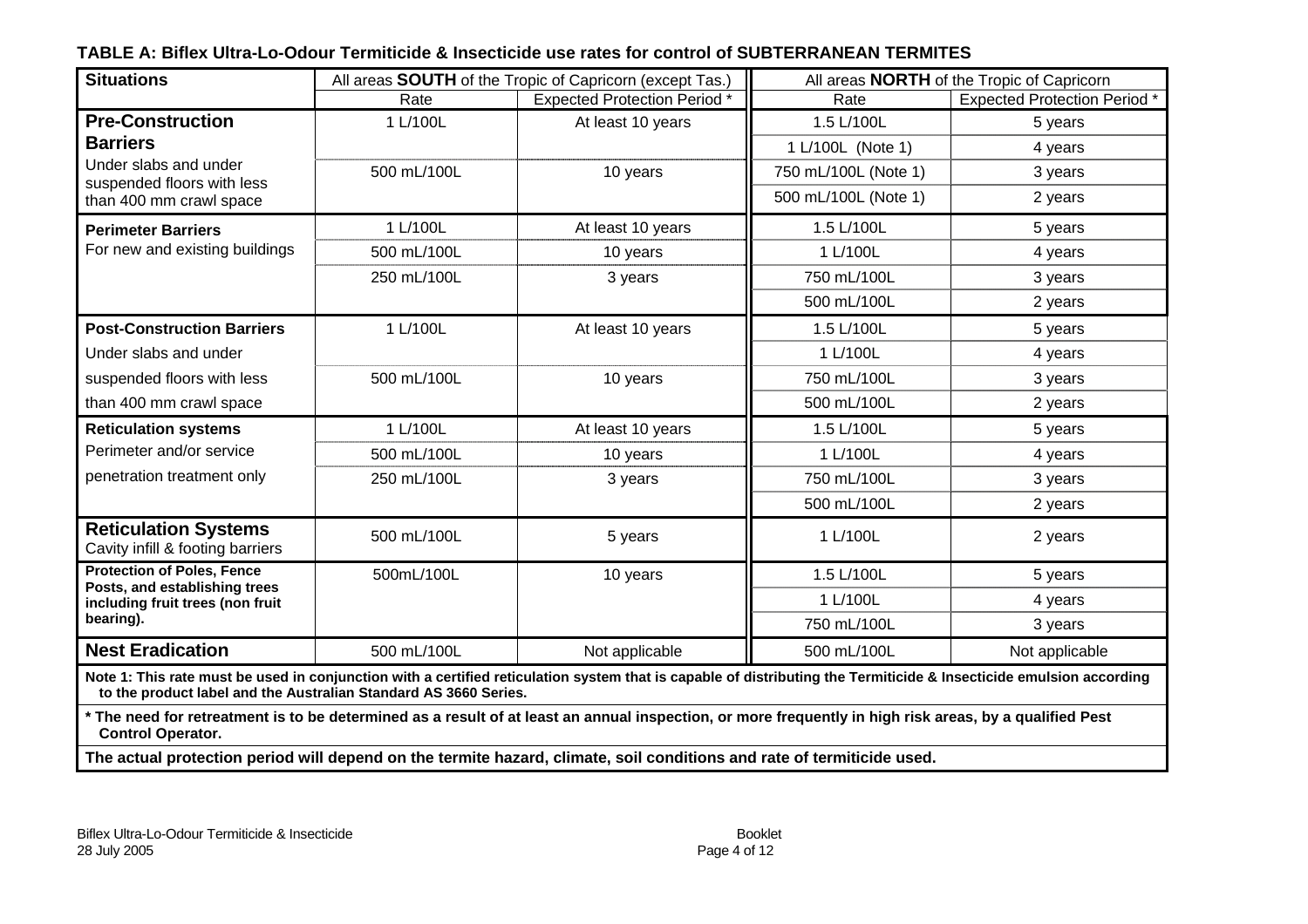**TABLE A: Biflex Ultra-Lo-Odour Termiticide & Insecticide use rates for control of SUBTERRANEAN TERMITES**

| Situations | All areas **SOUTH** of the Tropic of Capricorn (except Tas.) | | All areas **NORTH** of the Tropic of Capricorn | |
|---|---|---|---|---|
| | Rate | Expected Protection Period * | Rate | Expected Protection Period * |
| **Pre-Construction Barriers** Under slabs and under suspended floors with less than 400 mm crawl space | 1 L/100L | At least 10 years | 1.5 L/100L | 5 years |
| | | | 1 L/100L (Note 1) | 4 years |
| | 500 mL/100L | 10 years | 750 mL/100L (Note 1) | 3 years |
| | | | 500 mL/100L (Note 1) | 2 years |
| **Perimeter Barriers** For new and existing buildings | 1 L/100L | At least 10 years | 1.5 L/100L | 5 years |
| | 500 mL/100L | 10 years | 1 L/100L | 4 years |
| | 250 mL/100L | 3 years | 750 mL/100L | 3 years |
| | | | 500 mL/100L | 2 years |
| **Post-Construction Barriers** Under slabs and under suspended floors with less than 400 mm crawl space | 1 L/100L | At least 10 years | 1.5 L/100L | 5 years |
| | | | 1 L/100L | 4 years |
| | 500 mL/100L | 10 years | 750 mL/100L | 3 years |
| | | | 500 mL/100L | 2 years |
| **Reticulation systems** Perimeter and/or service penetration treatment only | 1 L/100L | At least 10 years | 1.5 L/100L | 5 years |
| | 500 mL/100L | 10 years | 1 L/100L | 4 years |
| | 250 mL/100L | 3 years | 750 mL/100L | 3 years |
| | | | 500 mL/100L | 2 years |
| **Reticulation Systems** Cavity infill & footing barriers | 500 mL/100L | 5 years | 1 L/100L | 2 years |
| **Protection of Poles, Fence Posts, and establishing trees including fruit trees (non fruit bearing).** | 500mL/100L | 10 years | 1.5 L/100L | 5 years |
| | | | 1 L/100L | 4 years |
| | | | 750 mL/100L | 3 years |
| **Nest Eradication** | 500 mL/100L | Not applicable | 500 mL/100L | Not applicable |

**Note 1: This rate must be used in conjunction with a certified reticulation system that is capable of distributing the Termiticide & Insecticide emulsion according to the product label and the Australian Standard AS 3660 Series.**

**\* The need for retreatment is to be determined as a result of at least an annual inspection, or more frequently in high risk areas, by a qualified Pest Control Operator.**

**The actual protection period will depend on the termite hazard, climate, soil conditions and rate of termiticide used.**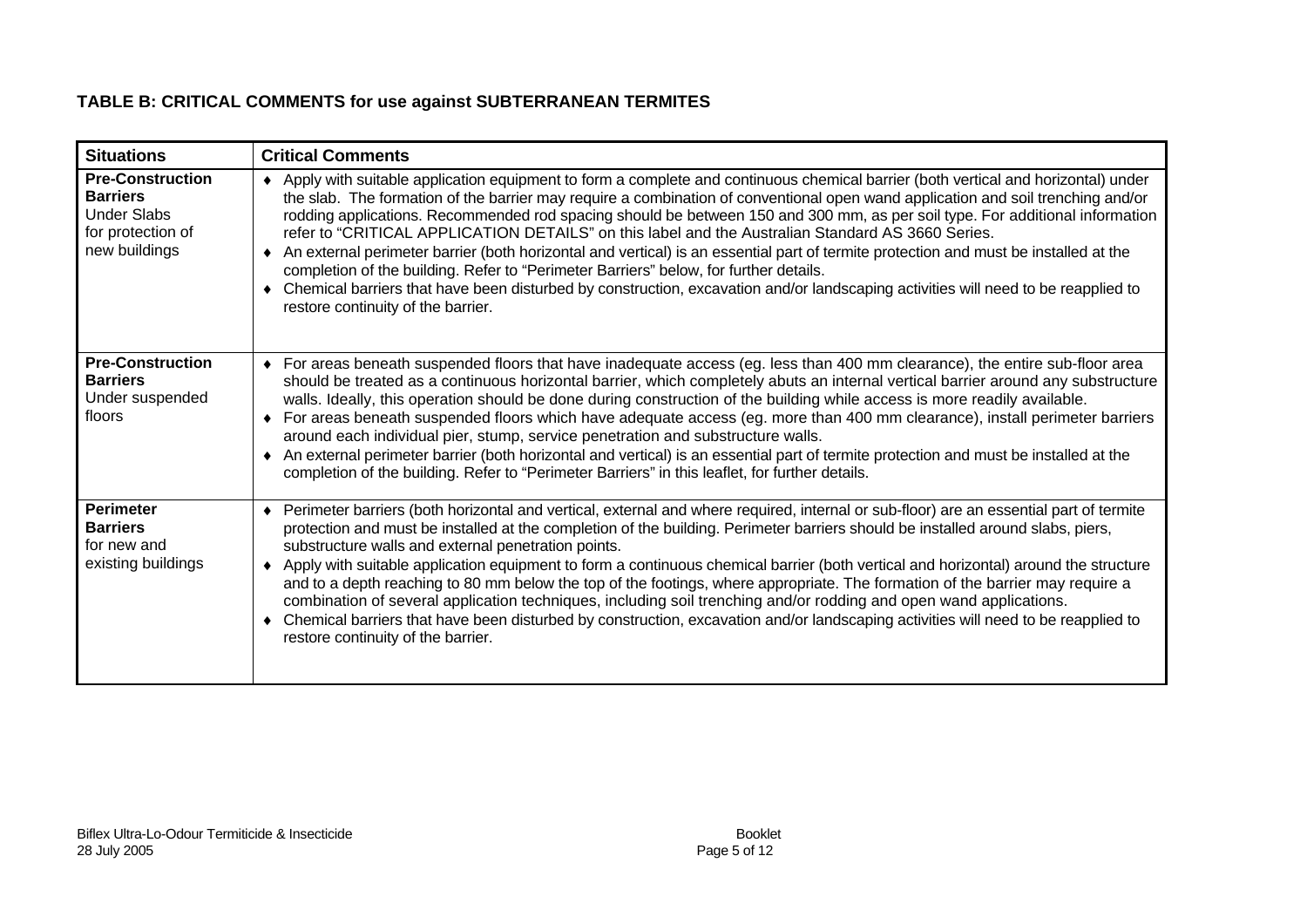## TABLE B: CRITICAL COMMENTS for use against SUBTERRANEAN TERMITES

| Situations | Critical Comments |
|---|---|
| **Pre-Construction Barriers** Under Slabs for protection of new buildings | ♦ Apply with suitable application equipment to form a complete and continuous chemical barrier (both vertical and horizontal) under the slab. The formation of the barrier may require a combination of conventional open wand application and soil trenching and/or rodding applications. Recommended rod spacing should be between 150 and 300 mm, as per soil type. For additional information refer to "CRITICAL APPLICATION DETAILS" on this label and the Australian Standard AS 3660 Series.<br>♦ An external perimeter barrier (both horizontal and vertical) is an essential part of termite protection and must be installed at the completion of the building. Refer to "Perimeter Barriers" below, for further details.<br>♦ Chemical barriers that have been disturbed by construction, excavation and/or landscaping activities will need to be reapplied to restore continuity of the barrier. |
| **Pre-Construction Barriers** Under suspended floors | ♦ For areas beneath suspended floors that have inadequate access (eg. less than 400 mm clearance), the entire sub-floor area should be treated as a continuous horizontal barrier, which completely abuts an internal vertical barrier around any substructure walls. Ideally, this operation should be done during construction of the building while access is more readily available.<br>♦ For areas beneath suspended floors which have adequate access (eg. more than 400 mm clearance), install perimeter barriers around each individual pier, stump, service penetration and substructure walls.<br>♦ An external perimeter barrier (both horizontal and vertical) is an essential part of termite protection and must be installed at the completion of the building. Refer to "Perimeter Barriers" in this leaflet, for further details. |
| **Perimeter Barriers** for new and existing buildings | ♦ Perimeter barriers (both horizontal and vertical, external and where required, internal or sub-floor) are an essential part of termite protection and must be installed at the completion of the building. Perimeter barriers should be installed around slabs, piers, substructure walls and external penetration points.<br>♦ Apply with suitable application equipment to form a continuous chemical barrier (both vertical and horizontal) around the structure and to a depth reaching to 80 mm below the top of the footings, where appropriate. The formation of the barrier may require a combination of several application techniques, including soil trenching and/or rodding and open wand applications.<br>♦ Chemical barriers that have been disturbed by construction, excavation and/or landscaping activities will need to be reapplied to restore continuity of the barrier. |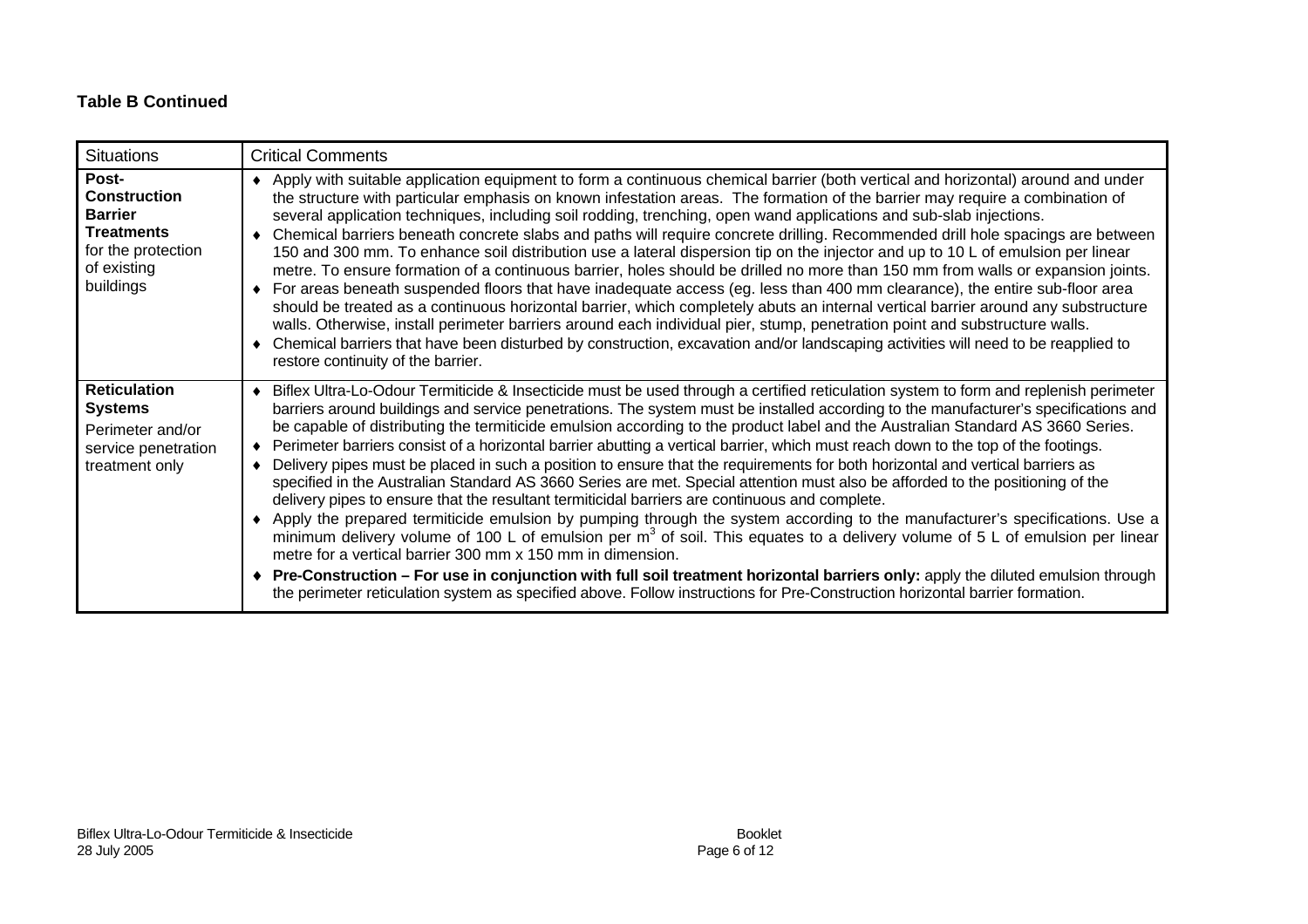**Table B Continued**

| Situations | Critical Comments |
|---|---|
| **Post-Construction Barrier Treatments** for the protection of existing buildings | ♦ Apply with suitable application equipment to form a continuous chemical barrier (both vertical and horizontal) around and under the structure with particular emphasis on known infestation areas. The formation of the barrier may require a combination of several application techniques, including soil rodding, trenching, open wand applications and sub-slab injections.<br>♦ Chemical barriers beneath concrete slabs and paths will require concrete drilling. Recommended drill hole spacings are between 150 and 300 mm. To enhance soil distribution use a lateral dispersion tip on the injector and up to 10 L of emulsion per linear metre. To ensure formation of a continuous barrier, holes should be drilled no more than 150 mm from walls or expansion joints.<br>♦ For areas beneath suspended floors that have inadequate access (eg. less than 400 mm clearance), the entire sub-floor area should be treated as a continuous horizontal barrier, which completely abuts an internal vertical barrier around any substructure walls. Otherwise, install perimeter barriers around each individual pier, stump, penetration point and substructure walls.<br>♦ Chemical barriers that have been disturbed by construction, excavation and/or landscaping activities will need to be reapplied to restore continuity of the barrier. |
| **Reticulation Systems** Perimeter and/or service penetration treatment only | ♦ Biflex Ultra-Lo-Odour Termiticide & Insecticide must be used through a certified reticulation system to form and replenish perimeter barriers around buildings and service penetrations. The system must be installed according to the manufacturer's specifications and be capable of distributing the termiticide emulsion according to the product label and the Australian Standard AS 3660 Series.<br>♦ Perimeter barriers consist of a horizontal barrier abutting a vertical barrier, which must reach down to the top of the footings.<br>♦ Delivery pipes must be placed in such a position to ensure that the requirements for both horizontal and vertical barriers as specified in the Australian Standard AS 3660 Series are met. Special attention must also be afforded to the positioning of the delivery pipes to ensure that the resultant termiticidal barriers are continuous and complete.<br>♦ Apply the prepared termiticide emulsion by pumping through the system according to the manufacturer's specifications. Use a minimum delivery volume of 100 L of emulsion per $m^3$ of soil. This equates to a delivery volume of 5 L of emulsion per linear metre for a vertical barrier 300 mm x 150 mm in dimension.<br>♦ **Pre-Construction – For use in conjunction with full soil treatment horizontal barriers only:** apply the diluted emulsion through the perimeter reticulation system as specified above. Follow instructions for Pre-Construction horizontal barrier formation. |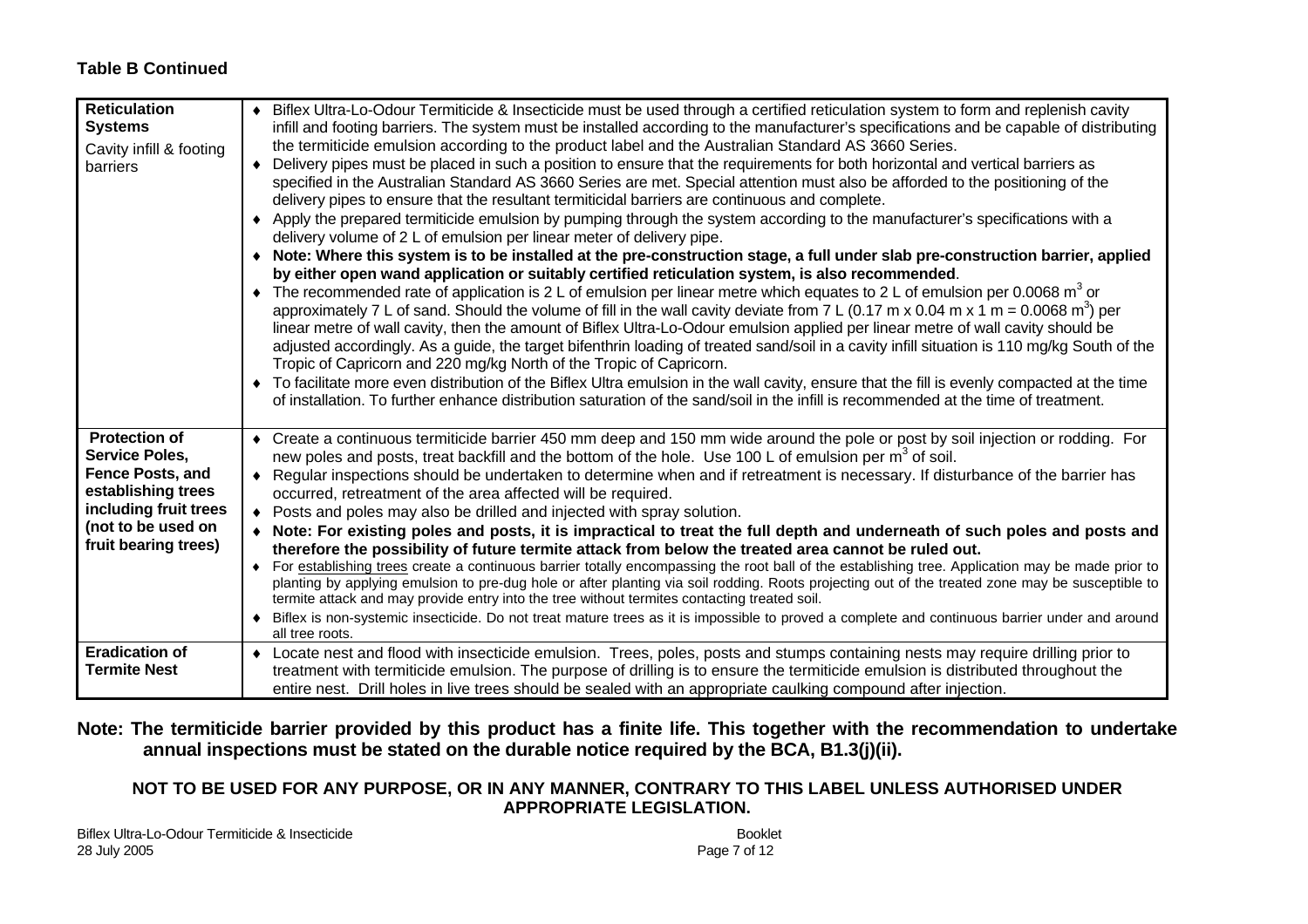**Table B Continued**

| | |
|---|---|
| **Reticulation Systems**<br>Cavity infill & footing barriers | ♦ Biflex Ultra-Lo-Odour Termiticide & Insecticide must be used through a certified reticulation system to form and replenish cavity infill and footing barriers. The system must be installed according to the manufacturer's specifications and be capable of distributing the termiticide emulsion according to the product label and the Australian Standard AS 3660 Series.<br>♦ Delivery pipes must be placed in such a position to ensure that the requirements for both horizontal and vertical barriers as specified in the Australian Standard AS 3660 Series are met. Special attention must also be afforded to the positioning of the delivery pipes to ensure that the resultant termiticidal barriers are continuous and complete.<br>♦ Apply the prepared termiticide emulsion by pumping through the system according to the manufacturer's specifications with a delivery volume of 2 L of emulsion per linear meter of delivery pipe.<br>♦ **Note: Where this system is to be installed at the pre-construction stage, a full under slab pre-construction barrier, applied by either open wand application or suitably certified reticulation system, is also recommended**.<br>♦ The recommended rate of application is 2 L of emulsion per linear metre which equates to 2 L of emulsion per 0.0068 $m^3$ or approximately 7 L of sand. Should the volume of fill in the wall cavity deviate from 7 L (0.17 m x 0.04 m x 1 m = 0.0068 $m^3$) per linear metre of wall cavity, then the amount of Biflex Ultra-Lo-Odour emulsion applied per linear metre of wall cavity should be adjusted accordingly. As a guide, the target bifenthrin loading of treated sand/soil in a cavity infill situation is 110 mg/kg South of the Tropic of Capricorn and 220 mg/kg North of the Tropic of Capricorn.<br>♦ To facilitate more even distribution of the Biflex Ultra emulsion in the wall cavity, ensure that the fill is evenly compacted at the time of installation. To further enhance distribution saturation of the sand/soil in the infill is recommended at the time of treatment. |
| **Protection of Service Poles, Fence Posts, and establishing trees including fruit trees (not to be used on fruit bearing trees)** | ♦ Create a continuous termiticide barrier 450 mm deep and 150 mm wide around the pole or post by soil injection or rodding. For new poles and posts, treat backfill and the bottom of the hole. Use 100 L of emulsion per $m^3$ of soil.<br>♦ Regular inspections should be undertaken to determine when and if retreatment is necessary. If disturbance of the barrier has occurred, retreatment of the area affected will be required.<br>♦ Posts and poles may also be drilled and injected with spray solution.<br>♦ **Note: For existing poles and posts, it is impractical to treat the full depth and underneath of such poles and posts and therefore the possibility of future termite attack from below the treated area cannot be ruled out.**<br>♦ For establishing trees create a continuous barrier totally encompassing the root ball of the establishing tree. Application may be made prior to planting by applying emulsion to pre-dug hole or after planting via soil rodding. Roots projecting out of the treated zone may be susceptible to termite attack and may provide entry into the tree without termites contacting treated soil.<br>♦ Biflex is non-systemic insecticide. Do not treat mature trees as it is impossible to proved a complete and continuous barrier under and around all tree roots. |
| **Eradication of Termite Nest** | ♦ Locate nest and flood with insecticide emulsion. Trees, poles, posts and stumps containing nests may require drilling prior to treatment with termiticide emulsion. The purpose of drilling is to ensure the termiticide emulsion is distributed throughout the entire nest. Drill holes in live trees should be sealed with an appropriate caulking compound after injection. |

**Note: The termiticide barrier provided by this product has a finite life. This together with the recommendation to undertake annual inspections must be stated on the durable notice required by the BCA, B1.3(j)(ii).**

**NOT TO BE USED FOR ANY PURPOSE, OR IN ANY MANNER, CONTRARY TO THIS LABEL UNLESS AUTHORISED UNDER APPROPRIATE LEGISLATION.**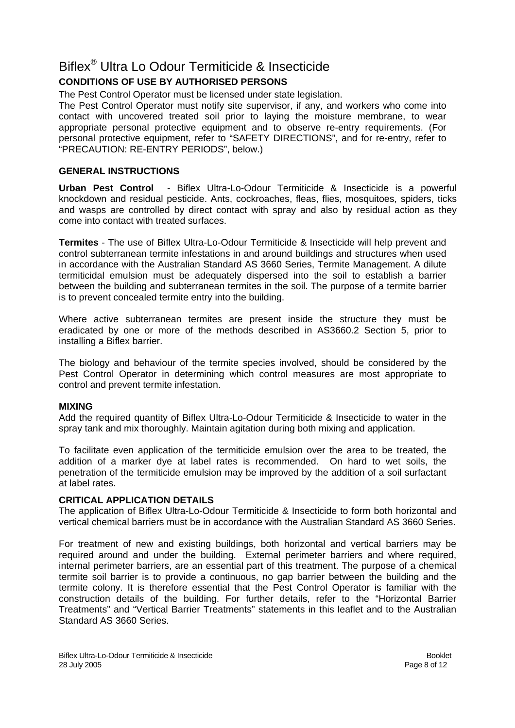# Biflex® Ultra Lo Odour Termiticide & Insecticide

## CONDITIONS OF USE BY AUTHORISED PERSONS

The Pest Control Operator must be licensed under state legislation.

The Pest Control Operator must notify site supervisor, if any, and workers who come into contact with uncovered treated soil prior to laying the moisture membrane, to wear appropriate personal protective equipment and to observe re-entry requirements. (For personal protective equipment, refer to "SAFETY DIRECTIONS", and for re-entry, refer to "PRECAUTION: RE-ENTRY PERIODS", below.)

## GENERAL INSTRUCTIONS

**Urban Pest Control** - Biflex Ultra-Lo-Odour Termiticide & Insecticide is a powerful knockdown and residual pesticide. Ants, cockroaches, fleas, flies, mosquitoes, spiders, ticks and wasps are controlled by direct contact with spray and also by residual action as they come into contact with treated surfaces.

**Termites** - The use of Biflex Ultra-Lo-Odour Termiticide & Insecticide will help prevent and control subterranean termite infestations in and around buildings and structures when used in accordance with the Australian Standard AS 3660 Series, Termite Management. A dilute termiticidal emulsion must be adequately dispersed into the soil to establish a barrier between the building and subterranean termites in the soil. The purpose of a termite barrier is to prevent concealed termite entry into the building.

Where active subterranean termites are present inside the structure they must be eradicated by one or more of the methods described in AS3660.2 Section 5, prior to installing a Biflex barrier.

The biology and behaviour of the termite species involved, should be considered by the Pest Control Operator in determining which control measures are most appropriate to control and prevent termite infestation.

## MIXING

Add the required quantity of Biflex Ultra-Lo-Odour Termiticide & Insecticide to water in the spray tank and mix thoroughly. Maintain agitation during both mixing and application.

To facilitate even application of the termiticide emulsion over the area to be treated, the addition of a marker dye at label rates is recommended. On hard to wet soils, the penetration of the termiticide emulsion may be improved by the addition of a soil surfactant at label rates.

## CRITICAL APPLICATION DETAILS

The application of Biflex Ultra-Lo-Odour Termiticide & Insecticide to form both horizontal and vertical chemical barriers must be in accordance with the Australian Standard AS 3660 Series.

For treatment of new and existing buildings, both horizontal and vertical barriers may be required around and under the building. External perimeter barriers and where required, internal perimeter barriers, are an essential part of this treatment. The purpose of a chemical termite soil barrier is to provide a continuous, no gap barrier between the building and the termite colony. It is therefore essential that the Pest Control Operator is familiar with the construction details of the building. For further details, refer to the "Horizontal Barrier Treatments" and "Vertical Barrier Treatments" statements in this leaflet and to the Australian Standard AS 3660 Series.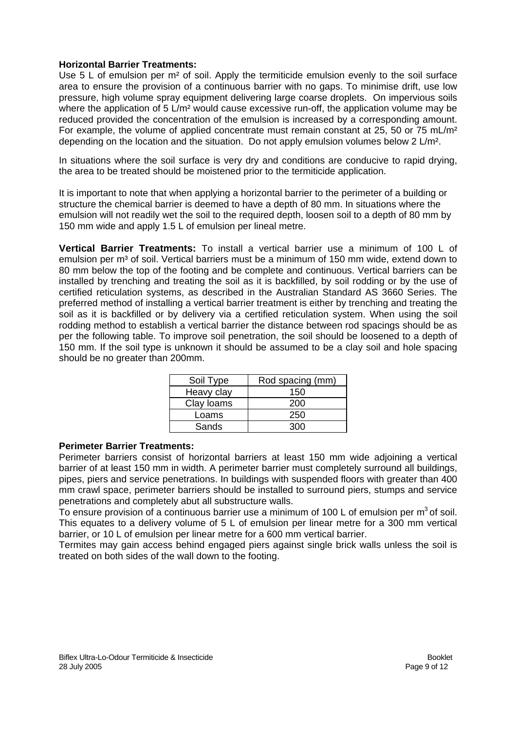**Horizontal Barrier Treatments:**
Use 5 L of emulsion per $m^2$ of soil. Apply the termiticide emulsion evenly to the soil surface area to ensure the provision of a continuous barrier with no gaps. To minimise drift, use low pressure, high volume spray equipment delivering large coarse droplets. On impervious soils where the application of 5 L/$m^2$ would cause excessive run-off, the application volume may be reduced provided the concentration of the emulsion is increased by a corresponding amount. For example, the volume of applied concentrate must remain constant at 25, 50 or 75 mL/$m^2$ depending on the location and the situation. Do not apply emulsion volumes below 2 L/$m^2$.

In situations where the soil surface is very dry and conditions are conducive to rapid drying, the area to be treated should be moistened prior to the termiticide application.

It is important to note that when applying a horizontal barrier to the perimeter of a building or structure the chemical barrier is deemed to have a depth of 80 mm. In situations where the emulsion will not readily wet the soil to the required depth, loosen soil to a depth of 80 mm by 150 mm wide and apply 1.5 L of emulsion per lineal metre.

**Vertical Barrier Treatments:** To install a vertical barrier use a minimum of 100 L of emulsion per $m^3$ of soil. Vertical barriers must be a minimum of 150 mm wide, extend down to 80 mm below the top of the footing and be complete and continuous. Vertical barriers can be installed by trenching and treating the soil as it is backfilled, by soil rodding or by the use of certified reticulation systems, as described in the Australian Standard AS 3660 Series. The preferred method of installing a vertical barrier treatment is either by trenching and treating the soil as it is backfilled or by delivery via a certified reticulation system. When using the soil rodding method to establish a vertical barrier the distance between rod spacings should be as per the following table. To improve soil penetration, the soil should be loosened to a depth of 150 mm. If the soil type is unknown it should be assumed to be a clay soil and hole spacing should be no greater than 200mm.

| Soil Type | Rod spacing (mm) |
|---|---|
| Heavy clay | 150 |
| Clay loams | 200 |
| Loams | 250 |
| Sands | 300 |

**Perimeter Barrier Treatments:**
Perimeter barriers consist of horizontal barriers at least 150 mm wide adjoining a vertical barrier of at least 150 mm in width. A perimeter barrier must completely surround all buildings, pipes, piers and service penetrations. In buildings with suspended floors with greater than 400 mm crawl space, perimeter barriers should be installed to surround piers, stumps and service penetrations and completely abut all substructure walls.
To ensure provision of a continuous barrier use a minimum of 100 L of emulsion per $m^3$ of soil. This equates to a delivery volume of 5 L of emulsion per linear metre for a 300 mm vertical barrier, or 10 L of emulsion per linear metre for a 600 mm vertical barrier.
Termites may gain access behind engaged piers against single brick walls unless the soil is treated on both sides of the wall down to the footing.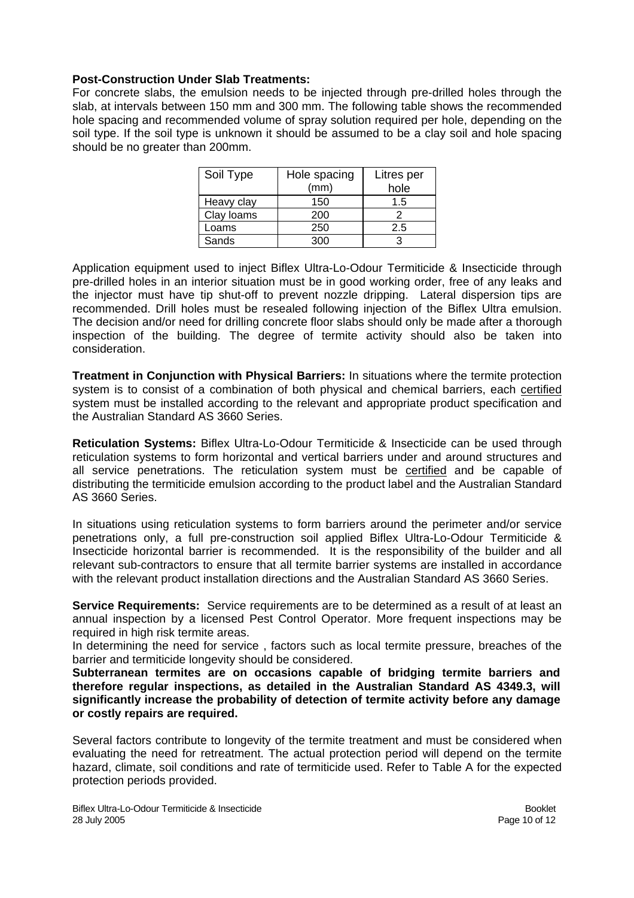**Post-Construction Under Slab Treatments:**
For concrete slabs, the emulsion needs to be injected through pre-drilled holes through the slab, at intervals between 150 mm and 300 mm. The following table shows the recommended hole spacing and recommended volume of spray solution required per hole, depending on the soil type. If the soil type is unknown it should be assumed to be a clay soil and hole spacing should be no greater than 200mm.

| Soil Type | Hole spacing (mm) | Litres per hole |
|---|---|---|
| Heavy clay | 150 | 1.5 |
| Clay loams | 200 | 2 |
| Loams | 250 | 2.5 |
| Sands | 300 | 3 |

Application equipment used to inject Biflex Ultra-Lo-Odour Termiticide & Insecticide through pre-drilled holes in an interior situation must be in good working order, free of any leaks and the injector must have tip shut-off to prevent nozzle dripping. Lateral dispersion tips are recommended. Drill holes must be resealed following injection of the Biflex Ultra emulsion. The decision and/or need for drilling concrete floor slabs should only be made after a thorough inspection of the building. The degree of termite activity should also be taken into consideration.

**Treatment in Conjunction with Physical Barriers:** In situations where the termite protection system is to consist of a combination of both physical and chemical barriers, each certified system must be installed according to the relevant and appropriate product specification and the Australian Standard AS 3660 Series.

**Reticulation Systems:** Biflex Ultra-Lo-Odour Termiticide & Insecticide can be used through reticulation systems to form horizontal and vertical barriers under and around structures and all service penetrations. The reticulation system must be certified and be capable of distributing the termiticide emulsion according to the product label and the Australian Standard AS 3660 Series.

In situations using reticulation systems to form barriers around the perimeter and/or service penetrations only, a full pre-construction soil applied Biflex Ultra-Lo-Odour Termiticide & Insecticide horizontal barrier is recommended. It is the responsibility of the builder and all relevant sub-contractors to ensure that all termite barrier systems are installed in accordance with the relevant product installation directions and the Australian Standard AS 3660 Series.

**Service Requirements:** Service requirements are to be determined as a result of at least an annual inspection by a licensed Pest Control Operator. More frequent inspections may be required in high risk termite areas.
In determining the need for service , factors such as local termite pressure, breaches of the barrier and termiticide longevity should be considered.
**Subterranean termites are on occasions capable of bridging termite barriers and therefore regular inspections, as detailed in the Australian Standard AS 4349.3, will significantly increase the probability of detection of termite activity before any damage or costly repairs are required.**

Several factors contribute to longevity of the termite treatment and must be considered when evaluating the need for retreatment. The actual protection period will depend on the termite hazard, climate, soil conditions and rate of termiticide used. Refer to Table A for the expected protection periods provided.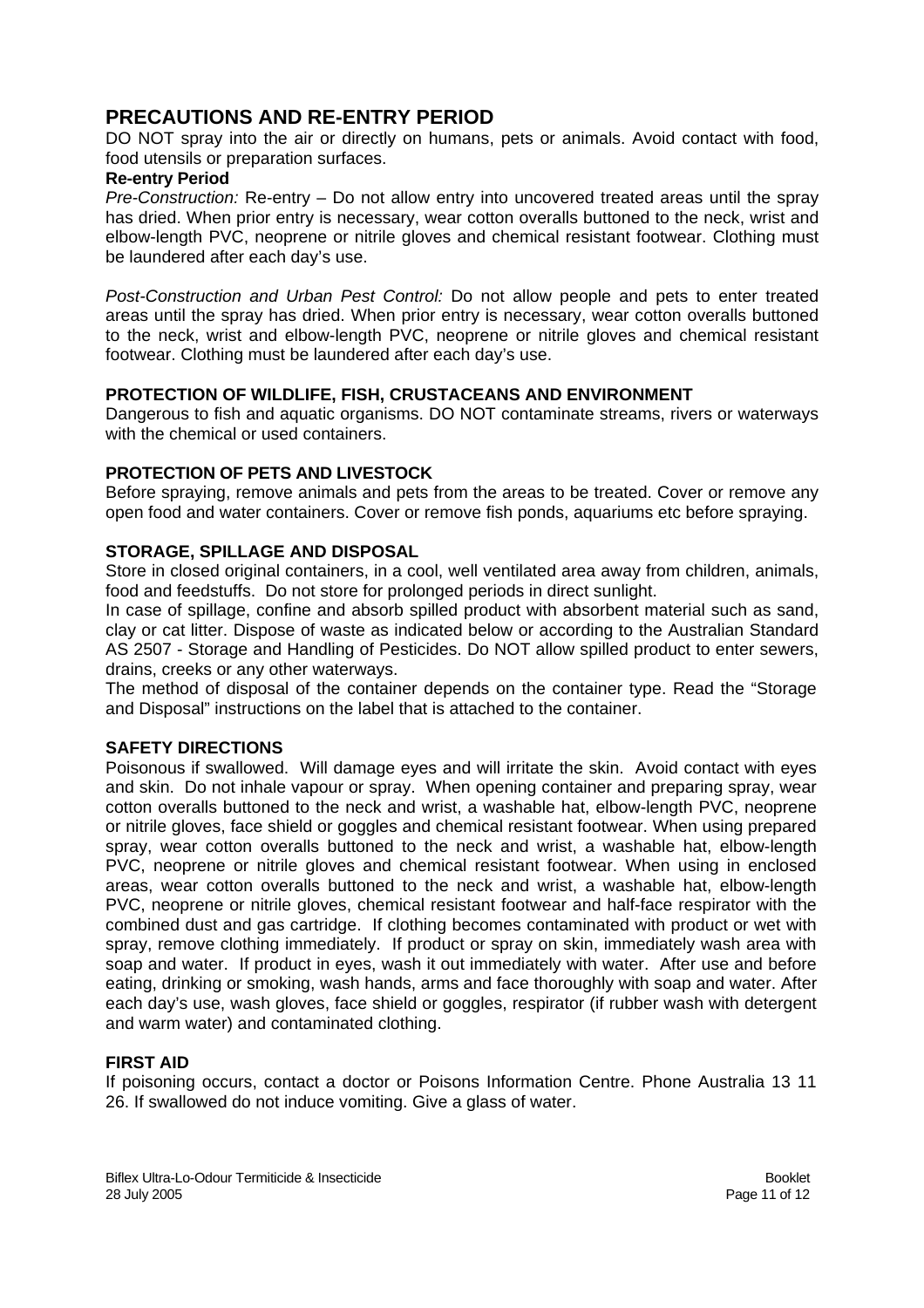## PRECAUTIONS AND RE-ENTRY PERIOD

DO NOT spray into the air or directly on humans, pets or animals. Avoid contact with food, food utensils or preparation surfaces.

**Re-entry Period**

*Pre-Construction:* Re-entry – Do not allow entry into uncovered treated areas until the spray has dried. When prior entry is necessary, wear cotton overalls buttoned to the neck, wrist and elbow-length PVC, neoprene or nitrile gloves and chemical resistant footwear. Clothing must be laundered after each day's use.

*Post-Construction and Urban Pest Control:* Do not allow people and pets to enter treated areas until the spray has dried. When prior entry is necessary, wear cotton overalls buttoned to the neck, wrist and elbow-length PVC, neoprene or nitrile gloves and chemical resistant footwear. Clothing must be laundered after each day's use.

### PROTECTION OF WILDLIFE, FISH, CRUSTACEANS AND ENVIRONMENT

Dangerous to fish and aquatic organisms. DO NOT contaminate streams, rivers or waterways with the chemical or used containers.

### PROTECTION OF PETS AND LIVESTOCK

Before spraying, remove animals and pets from the areas to be treated. Cover or remove any open food and water containers. Cover or remove fish ponds, aquariums etc before spraying.

### STORAGE, SPILLAGE AND DISPOSAL

Store in closed original containers, in a cool, well ventilated area away from children, animals, food and feedstuffs. Do not store for prolonged periods in direct sunlight.

In case of spillage, confine and absorb spilled product with absorbent material such as sand, clay or cat litter. Dispose of waste as indicated below or according to the Australian Standard AS 2507 - Storage and Handling of Pesticides. Do NOT allow spilled product to enter sewers, drains, creeks or any other waterways.

The method of disposal of the container depends on the container type. Read the "Storage and Disposal" instructions on the label that is attached to the container.

### SAFETY DIRECTIONS

Poisonous if swallowed. Will damage eyes and will irritate the skin. Avoid contact with eyes and skin. Do not inhale vapour or spray. When opening container and preparing spray, wear cotton overalls buttoned to the neck and wrist, a washable hat, elbow-length PVC, neoprene or nitrile gloves, face shield or goggles and chemical resistant footwear. When using prepared spray, wear cotton overalls buttoned to the neck and wrist, a washable hat, elbow-length PVC, neoprene or nitrile gloves and chemical resistant footwear. When using in enclosed areas, wear cotton overalls buttoned to the neck and wrist, a washable hat, elbow-length PVC, neoprene or nitrile gloves, chemical resistant footwear and half-face respirator with the combined dust and gas cartridge. If clothing becomes contaminated with product or wet with spray, remove clothing immediately. If product or spray on skin, immediately wash area with soap and water. If product in eyes, wash it out immediately with water. After use and before eating, drinking or smoking, wash hands, arms and face thoroughly with soap and water. After each day's use, wash gloves, face shield or goggles, respirator (if rubber wash with detergent and warm water) and contaminated clothing.

### FIRST AID

If poisoning occurs, contact a doctor or Poisons Information Centre. Phone Australia 13 11 26. If swallowed do not induce vomiting. Give a glass of water.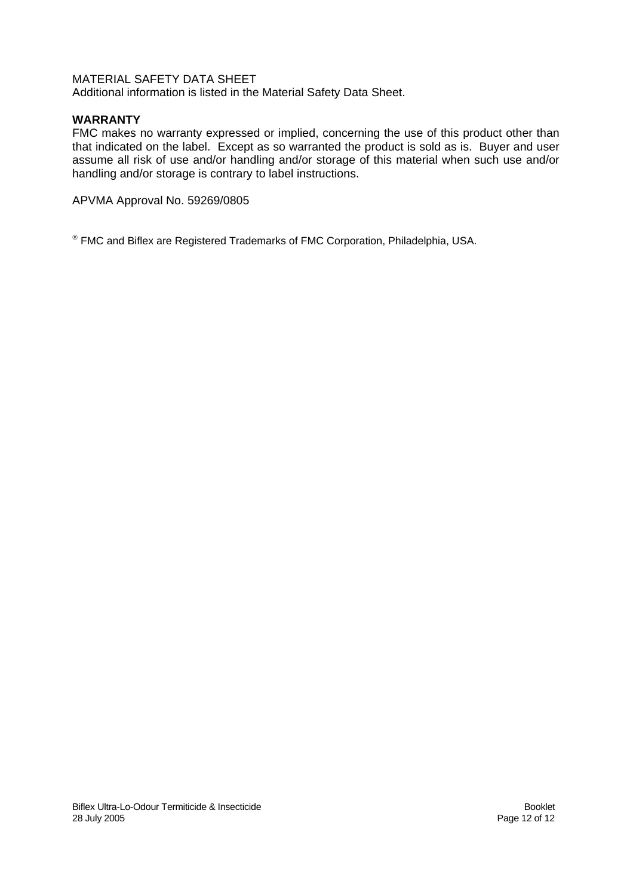MATERIAL SAFETY DATA SHEET

Additional information is listed in the Material Safety Data Sheet.

**WARRANTY**

FMC makes no warranty expressed or implied, concerning the use of this product other than that indicated on the label. Except as so warranted the product is sold as is. Buyer and user assume all risk of use and/or handling and/or storage of this material when such use and/or handling and/or storage is contrary to label instructions.

APVMA Approval No. 59269/0805

® FMC and Biflex are Registered Trademarks of FMC Corporation, Philadelphia, USA.